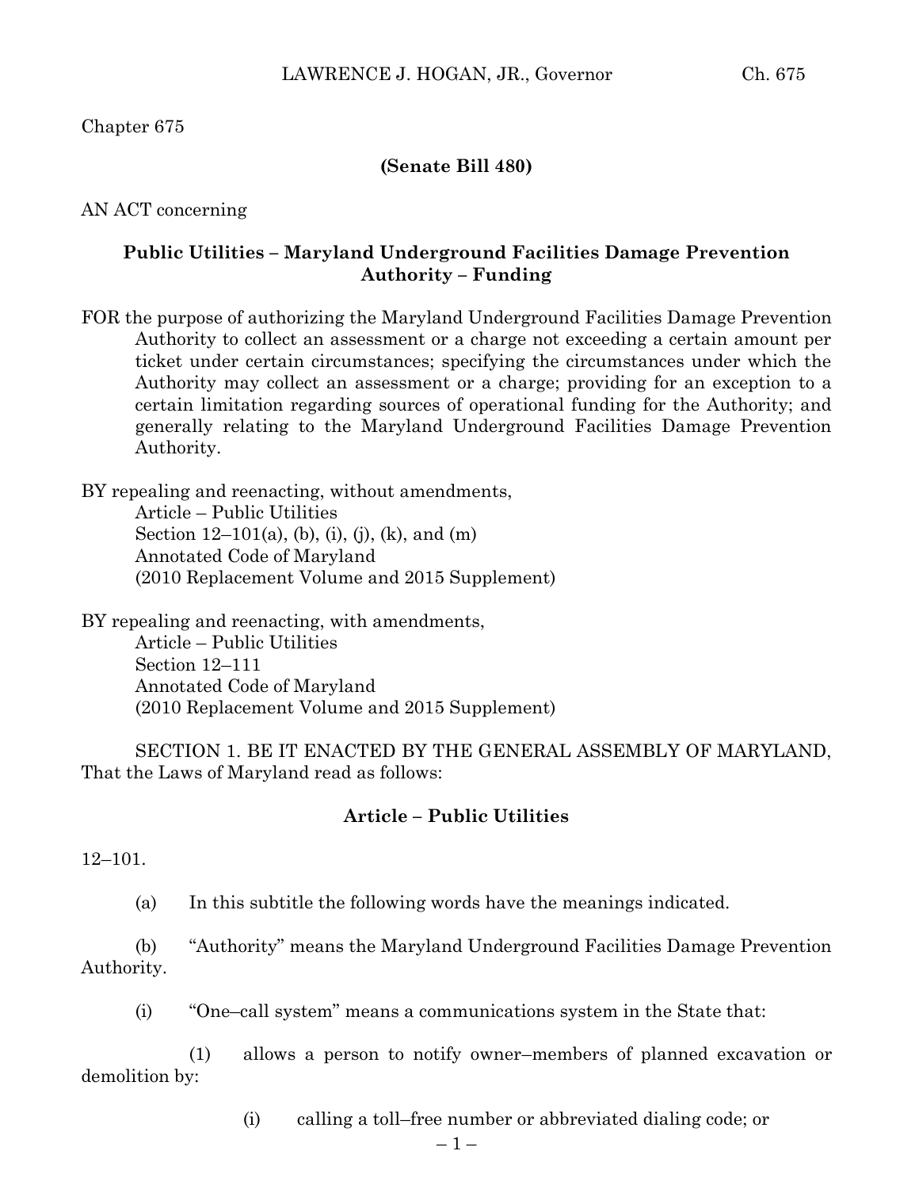Chapter 675

**(Senate Bill 480)**

AN ACT concerning

**Public Utilities – Maryland Underground Facilities Damage Prevention Authority – Funding**

FOR the purpose of authorizing the Maryland Underground Facilities Damage Prevention Authority to collect an assessment or a charge not exceeding a certain amount per ticket under certain circumstances; specifying the circumstances under which the Authority may collect an assessment or a charge; providing for an exception to a certain limitation regarding sources of operational funding for the Authority; and generally relating to the Maryland Underground Facilities Damage Prevention Authority.

BY repealing and reenacting, without amendments,
Article – Public Utilities
Section 12–101(a), (b), (i), (j), (k), and (m)
Annotated Code of Maryland
(2010 Replacement Volume and 2015 Supplement)

BY repealing and reenacting, with amendments,
Article – Public Utilities
Section 12–111
Annotated Code of Maryland
(2010 Replacement Volume and 2015 Supplement)

SECTION 1. BE IT ENACTED BY THE GENERAL ASSEMBLY OF MARYLAND, That the Laws of Maryland read as follows:

**Article – Public Utilities**

12–101.

(a) In this subtitle the following words have the meanings indicated.

(b) "Authority" means the Maryland Underground Facilities Damage Prevention Authority.

(i) "One–call system" means a communications system in the State that:

(1) allows a person to notify owner–members of planned excavation or demolition by:

(i) calling a toll–free number or abbreviated dialing code; or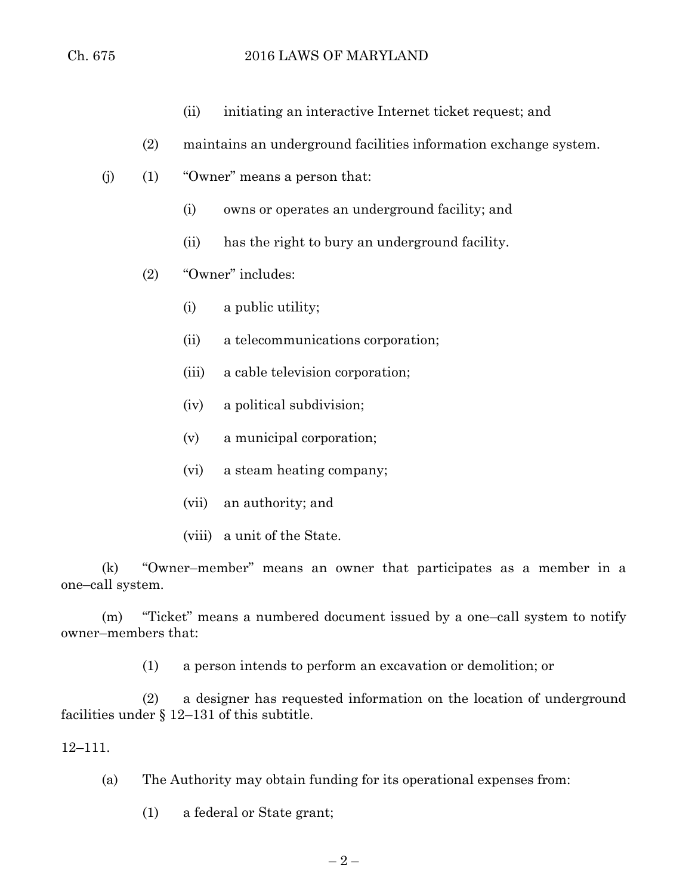(ii) initiating an interactive Internet ticket request; and

(2) maintains an underground facilities information exchange system.

(j) (1) "Owner" means a person that:

(i) owns or operates an underground facility; and

(ii) has the right to bury an underground facility.

(2) "Owner" includes:

(i) a public utility;

(ii) a telecommunications corporation;

(iii) a cable television corporation;

(iv) a political subdivision;

(v) a municipal corporation;

(vi) a steam heating company;

(vii) an authority; and

(viii) a unit of the State.

(k) "Owner–member" means an owner that participates as a member in a one–call system.

(m) "Ticket" means a numbered document issued by a one–call system to notify owner–members that:

(1) a person intends to perform an excavation or demolition; or

(2) a designer has requested information on the location of underground facilities under § 12–131 of this subtitle.

12–111.

(a) The Authority may obtain funding for its operational expenses from:

(1) a federal or State grant;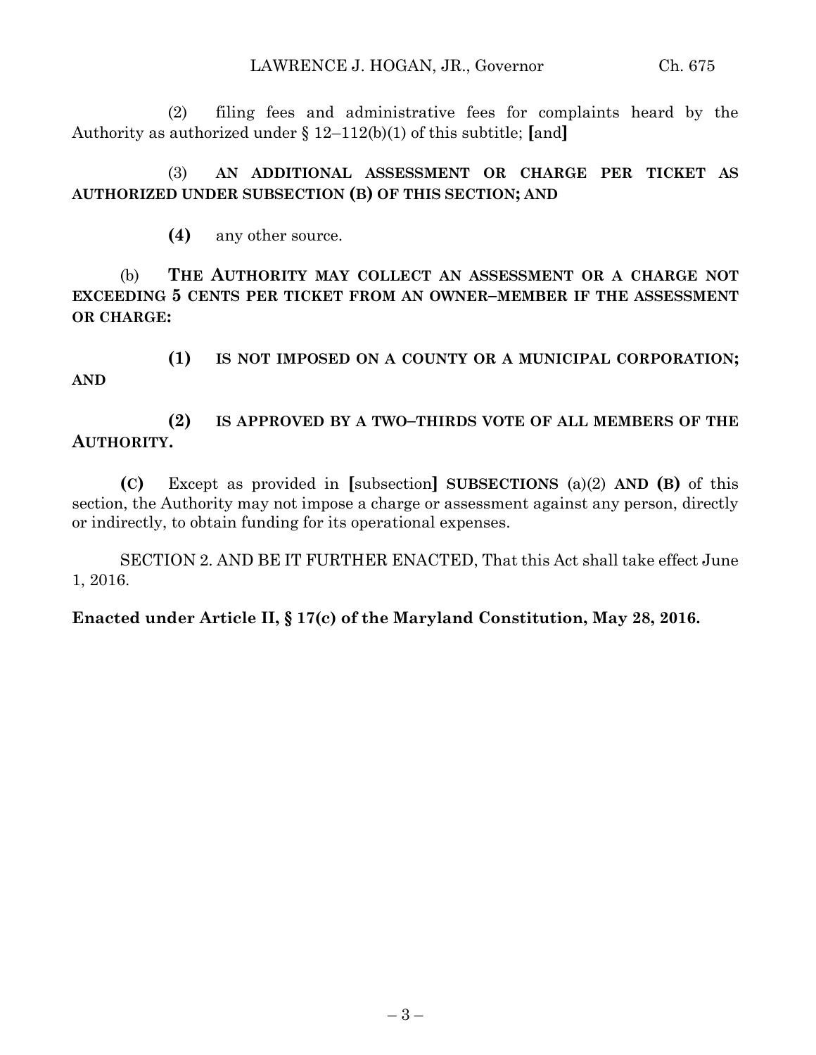(2) filing fees and administrative fees for complaints heard by the Authority as authorized under § 12–112(b)(1) of this subtitle; **[**and**]**

(3) **AN ADDITIONAL ASSESSMENT OR CHARGE PER TICKET AS AUTHORIZED UNDER SUBSECTION (B) OF THIS SECTION; AND**

**(4)** any other source.

(b) **THE AUTHORITY MAY COLLECT AN ASSESSMENT OR A CHARGE NOT EXCEEDING 5 CENTS PER TICKET FROM AN OWNER–MEMBER IF THE ASSESSMENT OR CHARGE:**

**(1) IS NOT IMPOSED ON A COUNTY OR A MUNICIPAL CORPORATION; AND**

**(2) IS APPROVED BY A TWO–THIRDS VOTE OF ALL MEMBERS OF THE AUTHORITY.**

**(C)** Except as provided in **[**subsection**]** **SUBSECTIONS** (a)(2) **AND (B)** of this section, the Authority may not impose a charge or assessment against any person, directly or indirectly, to obtain funding for its operational expenses.

SECTION 2. AND BE IT FURTHER ENACTED, That this Act shall take effect June 1, 2016.

**Enacted under Article II, § 17(c) of the Maryland Constitution, May 28, 2016.**